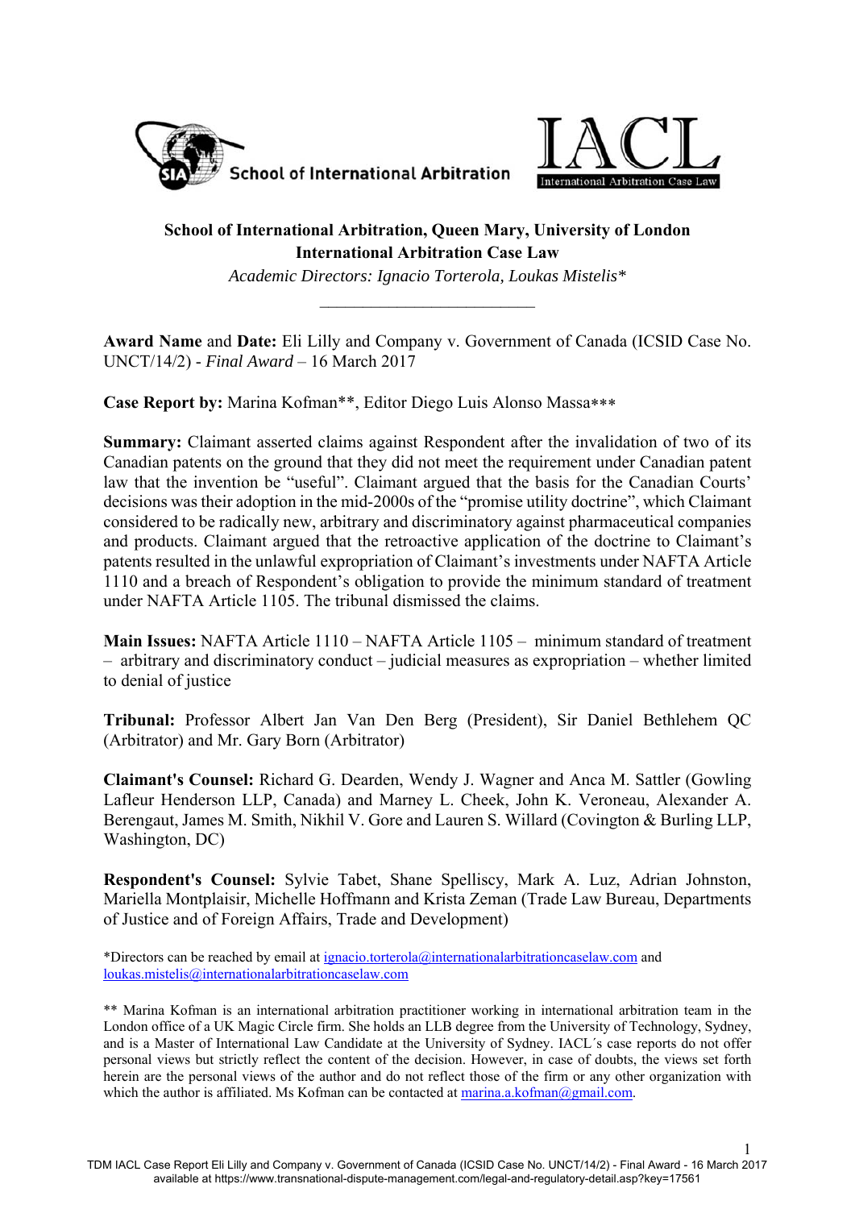School of International Arbitration

IACL International Arbitration Case Law

**School of International Arbitration, Queen Mary, University of London**
**International Arbitration Case Law**
*Academic Directors: Ignacio Torterola, Loukas Mistelis**

---

**Award Name** and **Date:** Eli Lilly and Company v. Government of Canada (ICSID Case No. UNCT/14/2) - *Final Award* – 16 March 2017

**Case Report by:** Marina Kofman**, Editor Diego Luis Alonso Massa***

**Summary:** Claimant asserted claims against Respondent after the invalidation of two of its Canadian patents on the ground that they did not meet the requirement under Canadian patent law that the invention be "useful". Claimant argued that the basis for the Canadian Courts' decisions was their adoption in the mid-2000s of the "promise utility doctrine", which Claimant considered to be radically new, arbitrary and discriminatory against pharmaceutical companies and products. Claimant argued that the retroactive application of the doctrine to Claimant's patents resulted in the unlawful expropriation of Claimant's investments under NAFTA Article 1110 and a breach of Respondent's obligation to provide the minimum standard of treatment under NAFTA Article 1105. The tribunal dismissed the claims.

**Main Issues:** NAFTA Article 1110 – NAFTA Article 1105 – minimum standard of treatment – arbitrary and discriminatory conduct – judicial measures as expropriation – whether limited to denial of justice

**Tribunal:** Professor Albert Jan Van Den Berg (President), Sir Daniel Bethlehem QC (Arbitrator) and Mr. Gary Born (Arbitrator)

**Claimant's Counsel:** Richard G. Dearden, Wendy J. Wagner and Anca M. Sattler (Gowling Lafleur Henderson LLP, Canada) and Marney L. Cheek, John K. Veroneau, Alexander A. Berengaut, James M. Smith, Nikhil V. Gore and Lauren S. Willard (Covington & Burling LLP, Washington, DC)

**Respondent's Counsel:** Sylvie Tabet, Shane Spelliscy, Mark A. Luz, Adrian Johnston, Mariella Montplaisir, Michelle Hoffmann and Krista Zeman (Trade Law Bureau, Departments of Justice and of Foreign Affairs, Trade and Development)

*Directors can be reached by email at ignacio.torterola@internationalarbitrationcaselaw.com and loukas.mistelis@internationalarbitrationcaselaw.com

** Marina Kofman is an international arbitration practitioner working in international arbitration team in the London office of a UK Magic Circle firm. She holds an LLB degree from the University of Technology, Sydney, and is a Master of International Law Candidate at the University of Sydney. IACL´s case reports do not offer personal views but strictly reflect the content of the decision. However, in case of doubts, the views set forth herein are the personal views of the author and do not reflect those of the firm or any other organization with which the author is affiliated. Ms Kofman can be contacted at marina.a.kofman@gmail.com.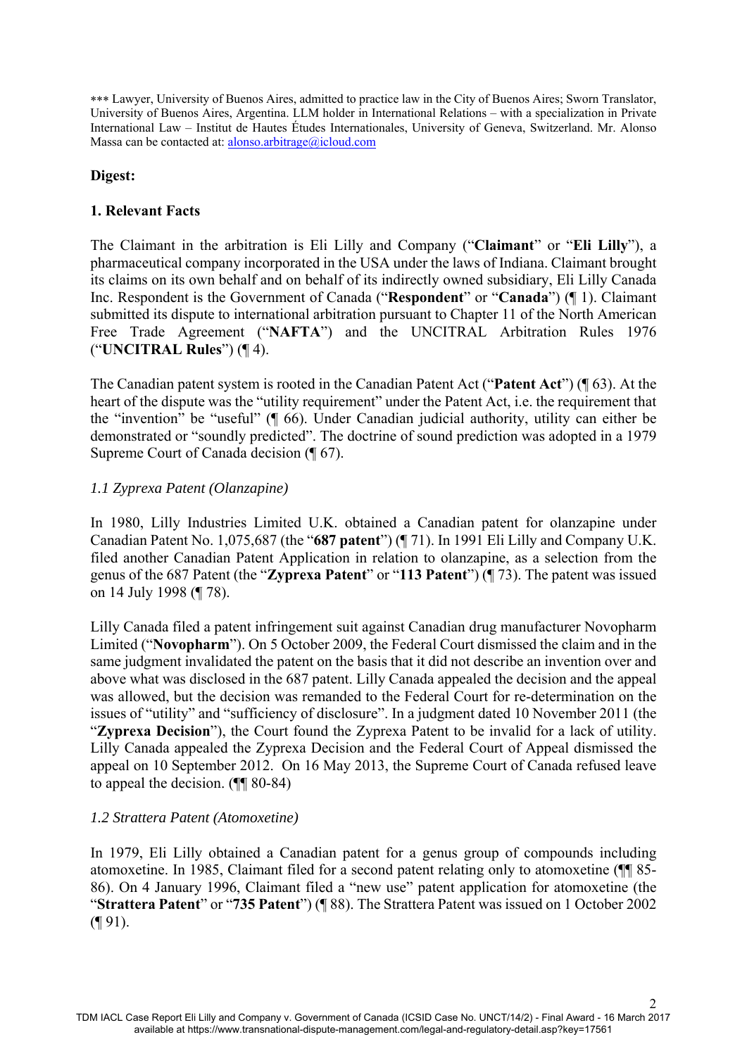*** Lawyer, University of Buenos Aires, admitted to practice law in the City of Buenos Aires; Sworn Translator, University of Buenos Aires, Argentina. LLM holder in International Relations – with a specialization in Private International Law – Institut de Hautes Études Internationales, University of Geneva, Switzerland. Mr. Alonso Massa can be contacted at: alonso.arbitrage@icloud.com

**Digest:**

**1. Relevant Facts**

The Claimant in the arbitration is Eli Lilly and Company ("**Claimant**" or "**Eli Lilly**"), a pharmaceutical company incorporated in the USA under the laws of Indiana. Claimant brought its claims on its own behalf and on behalf of its indirectly owned subsidiary, Eli Lilly Canada Inc. Respondent is the Government of Canada ("**Respondent**" or "**Canada**") (¶ 1). Claimant submitted its dispute to international arbitration pursuant to Chapter 11 of the North American Free Trade Agreement ("**NAFTA**") and the UNCITRAL Arbitration Rules 1976 ("**UNCITRAL Rules**") (¶ 4).

The Canadian patent system is rooted in the Canadian Patent Act ("**Patent Act**") (¶ 63). At the heart of the dispute was the "utility requirement" under the Patent Act, i.e. the requirement that the "invention" be "useful" (¶ 66). Under Canadian judicial authority, utility can either be demonstrated or "soundly predicted". The doctrine of sound prediction was adopted in a 1979 Supreme Court of Canada decision (¶ 67).

*1.1 Zyprexa Patent (Olanzapine)*

In 1980, Lilly Industries Limited U.K. obtained a Canadian patent for olanzapine under Canadian Patent No. 1,075,687 (the "**687 patent**") (¶ 71). In 1991 Eli Lilly and Company U.K. filed another Canadian Patent Application in relation to olanzapine, as a selection from the genus of the 687 Patent (the "**Zyprexa Patent**" or "**113 Patent**") (¶ 73). The patent was issued on 14 July 1998 (¶ 78).

Lilly Canada filed a patent infringement suit against Canadian drug manufacturer Novopharm Limited ("**Novopharm**"). On 5 October 2009, the Federal Court dismissed the claim and in the same judgment invalidated the patent on the basis that it did not describe an invention over and above what was disclosed in the 687 patent. Lilly Canada appealed the decision and the appeal was allowed, but the decision was remanded to the Federal Court for re-determination on the issues of "utility" and "sufficiency of disclosure". In a judgment dated 10 November 2011 (the "**Zyprexa Decision**"), the Court found the Zyprexa Patent to be invalid for a lack of utility. Lilly Canada appealed the Zyprexa Decision and the Federal Court of Appeal dismissed the appeal on 10 September 2012. On 16 May 2013, the Supreme Court of Canada refused leave to appeal the decision. (¶¶ 80-84)

*1.2 Strattera Patent (Atomoxetine)*

In 1979, Eli Lilly obtained a Canadian patent for a genus group of compounds including atomoxetine. In 1985, Claimant filed for a second patent relating only to atomoxetine (¶¶ 85-86). On 4 January 1996, Claimant filed a "new use" patent application for atomoxetine (the "**Strattera Patent**" or "**735 Patent**") (¶ 88). The Strattera Patent was issued on 1 October 2002 (¶ 91).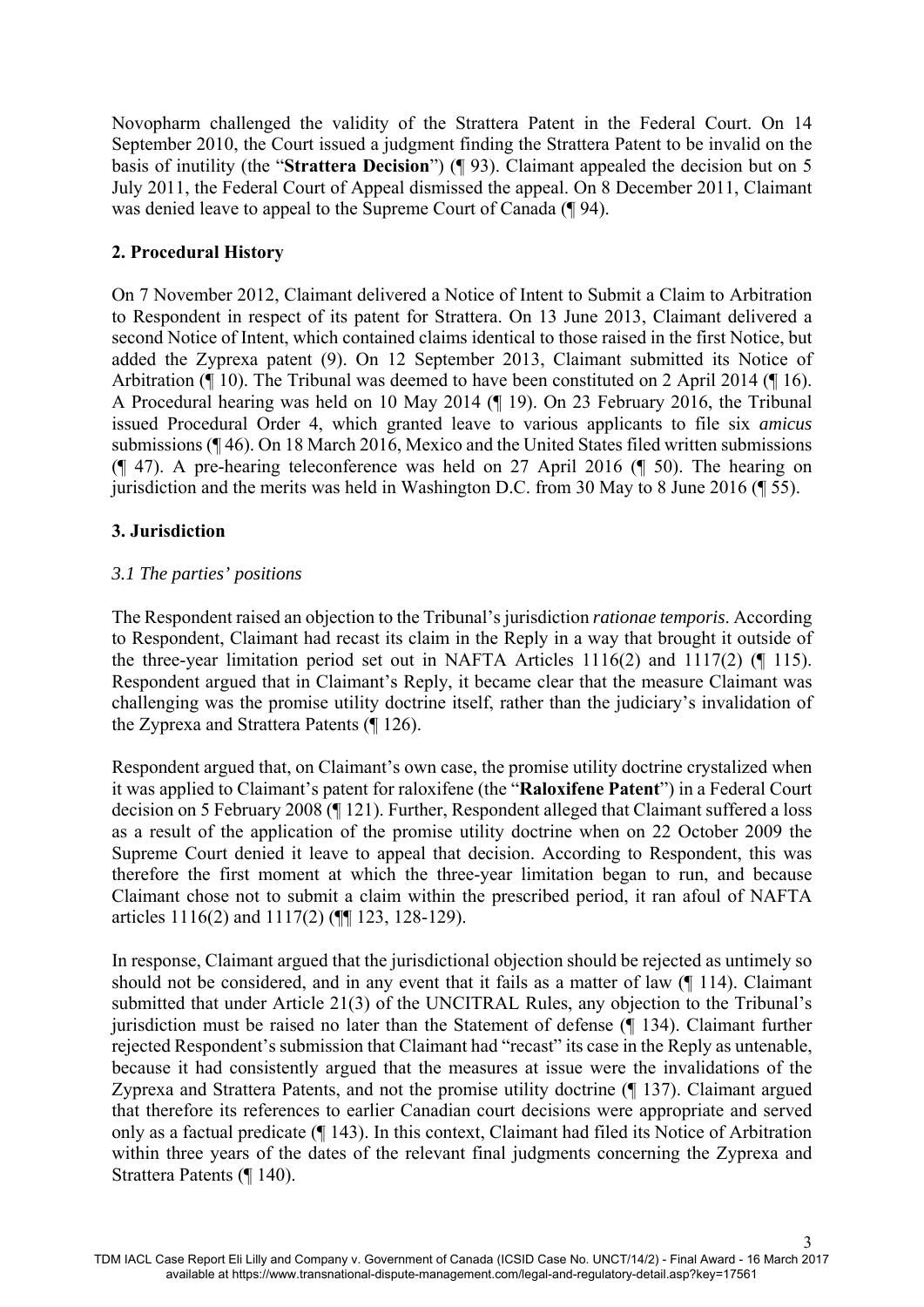Novopharm challenged the validity of the Strattera Patent in the Federal Court. On 14 September 2010, the Court issued a judgment finding the Strattera Patent to be invalid on the basis of inutility (the "**Strattera Decision**") (¶ 93). Claimant appealed the decision but on 5 July 2011, the Federal Court of Appeal dismissed the appeal. On 8 December 2011, Claimant was denied leave to appeal to the Supreme Court of Canada (¶ 94).

## 2. Procedural History

On 7 November 2012, Claimant delivered a Notice of Intent to Submit a Claim to Arbitration to Respondent in respect of its patent for Strattera. On 13 June 2013, Claimant delivered a second Notice of Intent, which contained claims identical to those raised in the first Notice, but added the Zyprexa patent (9). On 12 September 2013, Claimant submitted its Notice of Arbitration (¶ 10). The Tribunal was deemed to have been constituted on 2 April 2014 (¶ 16). A Procedural hearing was held on 10 May 2014 (¶ 19). On 23 February 2016, the Tribunal issued Procedural Order 4, which granted leave to various applicants to file six *amicus* submissions (¶ 46). On 18 March 2016, Mexico and the United States filed written submissions (¶ 47). A pre-hearing teleconference was held on 27 April 2016 (¶ 50). The hearing on jurisdiction and the merits was held in Washington D.C. from 30 May to 8 June 2016 (¶ 55).

## 3. Jurisdiction

### *3.1 The parties' positions*

The Respondent raised an objection to the Tribunal's jurisdiction *rationae temporis*. According to Respondent, Claimant had recast its claim in the Reply in a way that brought it outside of the three-year limitation period set out in NAFTA Articles 1116(2) and 1117(2) (¶ 115). Respondent argued that in Claimant's Reply, it became clear that the measure Claimant was challenging was the promise utility doctrine itself, rather than the judiciary's invalidation of the Zyprexa and Strattera Patents (¶ 126).

Respondent argued that, on Claimant's own case, the promise utility doctrine crystalized when it was applied to Claimant's patent for raloxifene (the "**Raloxifene Patent**") in a Federal Court decision on 5 February 2008 (¶ 121). Further, Respondent alleged that Claimant suffered a loss as a result of the application of the promise utility doctrine when on 22 October 2009 the Supreme Court denied it leave to appeal that decision. According to Respondent, this was therefore the first moment at which the three-year limitation began to run, and because Claimant chose not to submit a claim within the prescribed period, it ran afoul of NAFTA articles 1116(2) and 1117(2) (¶¶ 123, 128-129).

In response, Claimant argued that the jurisdictional objection should be rejected as untimely so should not be considered, and in any event that it fails as a matter of law (¶ 114). Claimant submitted that under Article 21(3) of the UNCITRAL Rules, any objection to the Tribunal's jurisdiction must be raised no later than the Statement of defense (¶ 134). Claimant further rejected Respondent's submission that Claimant had "recast" its case in the Reply as untenable, because it had consistently argued that the measures at issue were the invalidations of the Zyprexa and Strattera Patents, and not the promise utility doctrine (¶ 137). Claimant argued that therefore its references to earlier Canadian court decisions were appropriate and served only as a factual predicate (¶ 143). In this context, Claimant had filed its Notice of Arbitration within three years of the dates of the relevant final judgments concerning the Zyprexa and Strattera Patents (¶ 140).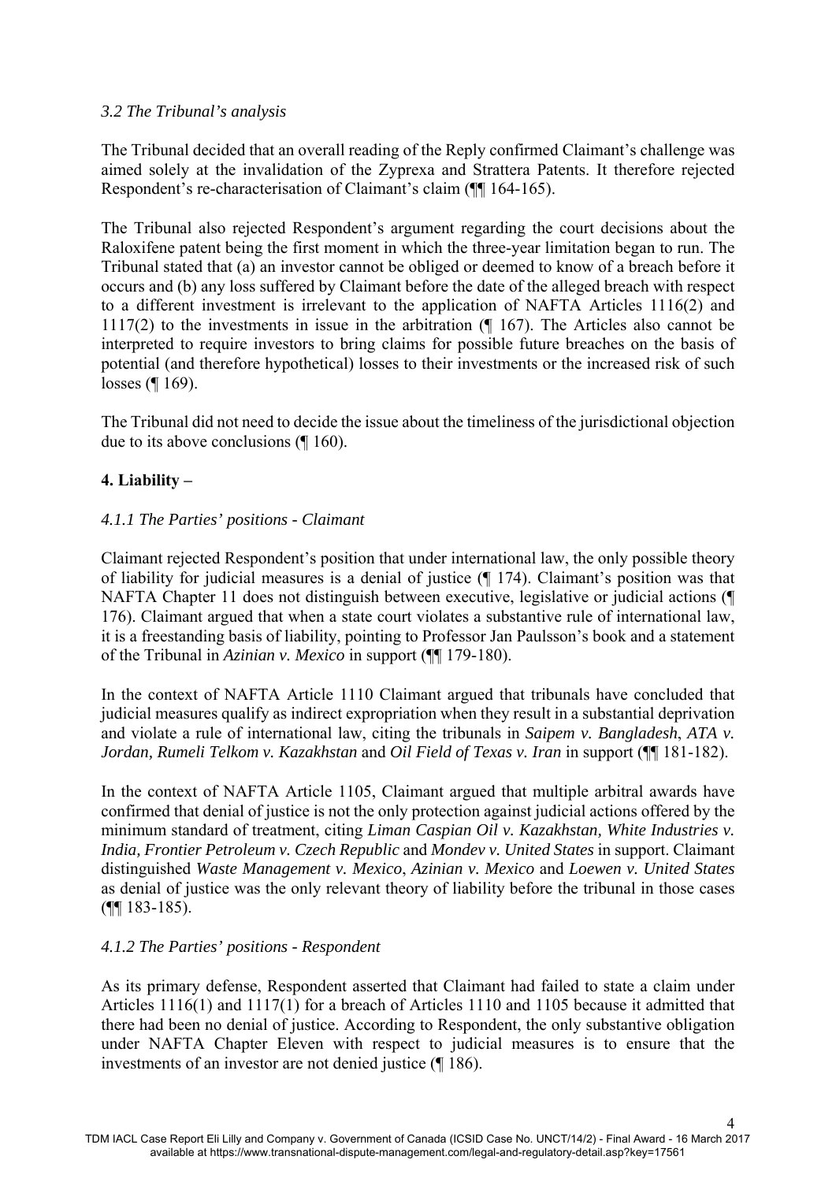*3.2 The Tribunal's analysis*

The Tribunal decided that an overall reading of the Reply confirmed Claimant's challenge was aimed solely at the invalidation of the Zyprexa and Strattera Patents. It therefore rejected Respondent's re-characterisation of Claimant's claim (¶¶ 164-165).

The Tribunal also rejected Respondent's argument regarding the court decisions about the Raloxifene patent being the first moment in which the three-year limitation began to run. The Tribunal stated that (a) an investor cannot be obliged or deemed to know of a breach before it occurs and (b) any loss suffered by Claimant before the date of the alleged breach with respect to a different investment is irrelevant to the application of NAFTA Articles 1116(2) and 1117(2) to the investments in issue in the arbitration (¶ 167). The Articles also cannot be interpreted to require investors to bring claims for possible future breaches on the basis of potential (and therefore hypothetical) losses to their investments or the increased risk of such losses (¶ 169).

The Tribunal did not need to decide the issue about the timeliness of the jurisdictional objection due to its above conclusions (¶ 160).

**4. Liability –**

*4.1.1 The Parties' positions - Claimant*

Claimant rejected Respondent's position that under international law, the only possible theory of liability for judicial measures is a denial of justice (¶ 174). Claimant's position was that NAFTA Chapter 11 does not distinguish between executive, legislative or judicial actions (¶ 176). Claimant argued that when a state court violates a substantive rule of international law, it is a freestanding basis of liability, pointing to Professor Jan Paulsson's book and a statement of the Tribunal in *Azinian v. Mexico* in support (¶¶ 179-180).

In the context of NAFTA Article 1110 Claimant argued that tribunals have concluded that judicial measures qualify as indirect expropriation when they result in a substantial deprivation and violate a rule of international law, citing the tribunals in *Saipem v. Bangladesh*, *ATA v. Jordan, Rumeli Telkom v. Kazakhstan* and *Oil Field of Texas v. Iran* in support (¶¶ 181-182).

In the context of NAFTA Article 1105, Claimant argued that multiple arbitral awards have confirmed that denial of justice is not the only protection against judicial actions offered by the minimum standard of treatment, citing *Liman Caspian Oil v. Kazakhstan, White Industries v. India, Frontier Petroleum v. Czech Republic* and *Mondev v. United States* in support. Claimant distinguished *Waste Management v. Mexico*, *Azinian v. Mexico* and *Loewen v. United States* as denial of justice was the only relevant theory of liability before the tribunal in those cases (¶¶ 183-185).

*4.1.2 The Parties' positions - Respondent*

As its primary defense, Respondent asserted that Claimant had failed to state a claim under Articles 1116(1) and 1117(1) for a breach of Articles 1110 and 1105 because it admitted that there had been no denial of justice. According to Respondent, the only substantive obligation under NAFTA Chapter Eleven with respect to judicial measures is to ensure that the investments of an investor are not denied justice (¶ 186).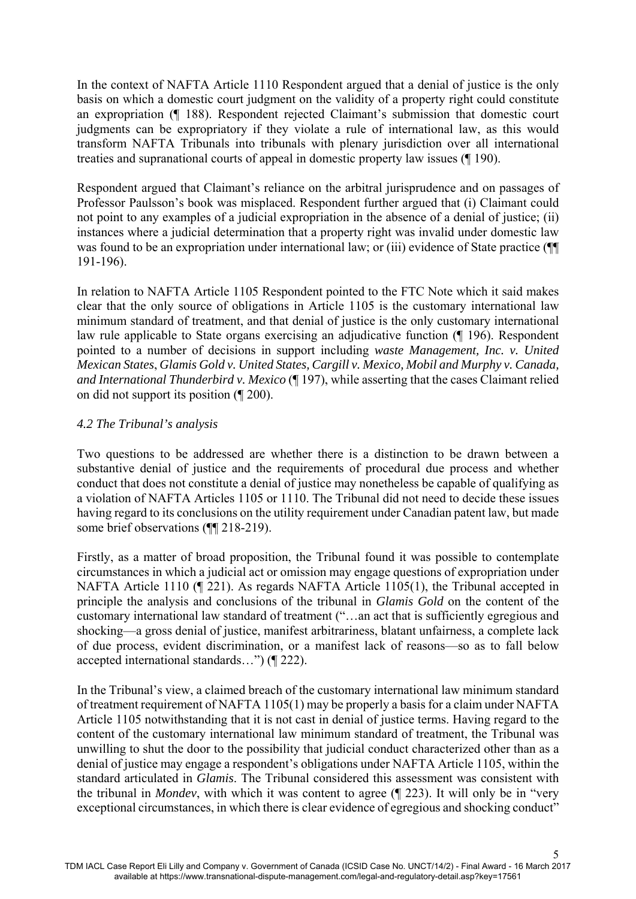In the context of NAFTA Article 1110 Respondent argued that a denial of justice is the only basis on which a domestic court judgment on the validity of a property right could constitute an expropriation (¶ 188). Respondent rejected Claimant's submission that domestic court judgments can be expropriatory if they violate a rule of international law, as this would transform NAFTA Tribunals into tribunals with plenary jurisdiction over all international treaties and supranational courts of appeal in domestic property law issues (¶ 190).

Respondent argued that Claimant's reliance on the arbitral jurisprudence and on passages of Professor Paulsson's book was misplaced. Respondent further argued that (i) Claimant could not point to any examples of a judicial expropriation in the absence of a denial of justice; (ii) instances where a judicial determination that a property right was invalid under domestic law was found to be an expropriation under international law; or (iii) evidence of State practice (¶¶ 191-196).

In relation to NAFTA Article 1105 Respondent pointed to the FTC Note which it said makes clear that the only source of obligations in Article 1105 is the customary international law minimum standard of treatment, and that denial of justice is the only customary international law rule applicable to State organs exercising an adjudicative function (¶ 196). Respondent pointed to a number of decisions in support including *waste Management, Inc. v. United Mexican States*, *Glamis Gold v. United States, Cargill v. Mexico, Mobil and Murphy v. Canada, and International Thunderbird v. Mexico* (¶ 197), while asserting that the cases Claimant relied on did not support its position (¶ 200).

### *4.2 The Tribunal's analysis*

Two questions to be addressed are whether there is a distinction to be drawn between a substantive denial of justice and the requirements of procedural due process and whether conduct that does not constitute a denial of justice may nonetheless be capable of qualifying as a violation of NAFTA Articles 1105 or 1110. The Tribunal did not need to decide these issues having regard to its conclusions on the utility requirement under Canadian patent law, but made some brief observations (¶¶ 218-219).

Firstly, as a matter of broad proposition, the Tribunal found it was possible to contemplate circumstances in which a judicial act or omission may engage questions of expropriation under NAFTA Article 1110 (¶ 221). As regards NAFTA Article 1105(1), the Tribunal accepted in principle the analysis and conclusions of the tribunal in *Glamis Gold* on the content of the customary international law standard of treatment ("…an act that is sufficiently egregious and shocking—a gross denial of justice, manifest arbitrariness, blatant unfairness, a complete lack of due process, evident discrimination, or a manifest lack of reasons—so as to fall below accepted international standards…") (¶ 222).

In the Tribunal's view, a claimed breach of the customary international law minimum standard of treatment requirement of NAFTA 1105(1) may be properly a basis for a claim under NAFTA Article 1105 notwithstanding that it is not cast in denial of justice terms. Having regard to the content of the customary international law minimum standard of treatment, the Tribunal was unwilling to shut the door to the possibility that judicial conduct characterized other than as a denial of justice may engage a respondent's obligations under NAFTA Article 1105, within the standard articulated in *Glamis*. The Tribunal considered this assessment was consistent with the tribunal in *Mondev*, with which it was content to agree (¶ 223). It will only be in "very exceptional circumstances, in which there is clear evidence of egregious and shocking conduct"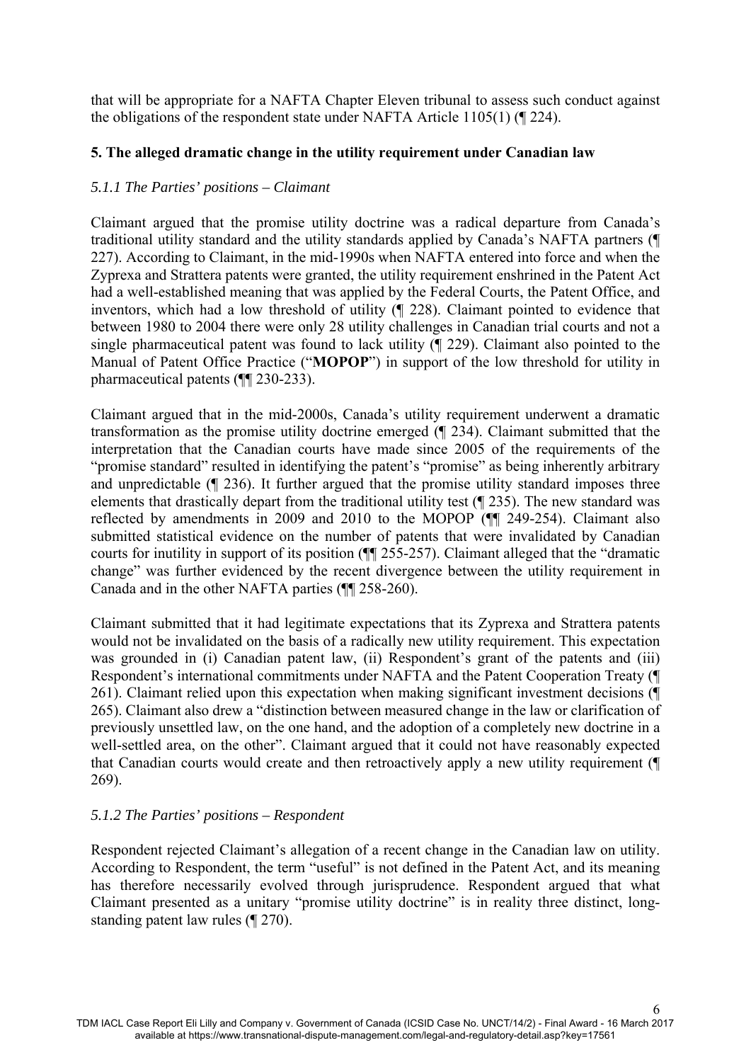that will be appropriate for a NAFTA Chapter Eleven tribunal to assess such conduct against the obligations of the respondent state under NAFTA Article 1105(1) (¶ 224).

### 5. The alleged dramatic change in the utility requirement under Canadian law

#### *5.1.1 The Parties' positions – Claimant*

Claimant argued that the promise utility doctrine was a radical departure from Canada's traditional utility standard and the utility standards applied by Canada's NAFTA partners (¶ 227). According to Claimant, in the mid-1990s when NAFTA entered into force and when the Zyprexa and Strattera patents were granted, the utility requirement enshrined in the Patent Act had a well-established meaning that was applied by the Federal Courts, the Patent Office, and inventors, which had a low threshold of utility (¶ 228). Claimant pointed to evidence that between 1980 to 2004 there were only 28 utility challenges in Canadian trial courts and not a single pharmaceutical patent was found to lack utility (¶ 229). Claimant also pointed to the Manual of Patent Office Practice ("**MOPOP**") in support of the low threshold for utility in pharmaceutical patents (¶¶ 230-233).

Claimant argued that in the mid-2000s, Canada's utility requirement underwent a dramatic transformation as the promise utility doctrine emerged (¶ 234). Claimant submitted that the interpretation that the Canadian courts have made since 2005 of the requirements of the "promise standard" resulted in identifying the patent's "promise" as being inherently arbitrary and unpredictable (¶ 236). It further argued that the promise utility standard imposes three elements that drastically depart from the traditional utility test (¶ 235). The new standard was reflected by amendments in 2009 and 2010 to the MOPOP (¶¶ 249-254). Claimant also submitted statistical evidence on the number of patents that were invalidated by Canadian courts for inutility in support of its position (¶¶ 255-257). Claimant alleged that the "dramatic change" was further evidenced by the recent divergence between the utility requirement in Canada and in the other NAFTA parties (¶¶ 258-260).

Claimant submitted that it had legitimate expectations that its Zyprexa and Strattera patents would not be invalidated on the basis of a radically new utility requirement. This expectation was grounded in (i) Canadian patent law, (ii) Respondent's grant of the patents and (iii) Respondent's international commitments under NAFTA and the Patent Cooperation Treaty (¶ 261). Claimant relied upon this expectation when making significant investment decisions (¶ 265). Claimant also drew a "distinction between measured change in the law or clarification of previously unsettled law, on the one hand, and the adoption of a completely new doctrine in a well-settled area, on the other". Claimant argued that it could not have reasonably expected that Canadian courts would create and then retroactively apply a new utility requirement (¶ 269).

#### *5.1.2 The Parties' positions – Respondent*

Respondent rejected Claimant's allegation of a recent change in the Canadian law on utility. According to Respondent, the term "useful" is not defined in the Patent Act, and its meaning has therefore necessarily evolved through jurisprudence. Respondent argued that what Claimant presented as a unitary "promise utility doctrine" is in reality three distinct, long-standing patent law rules (¶ 270).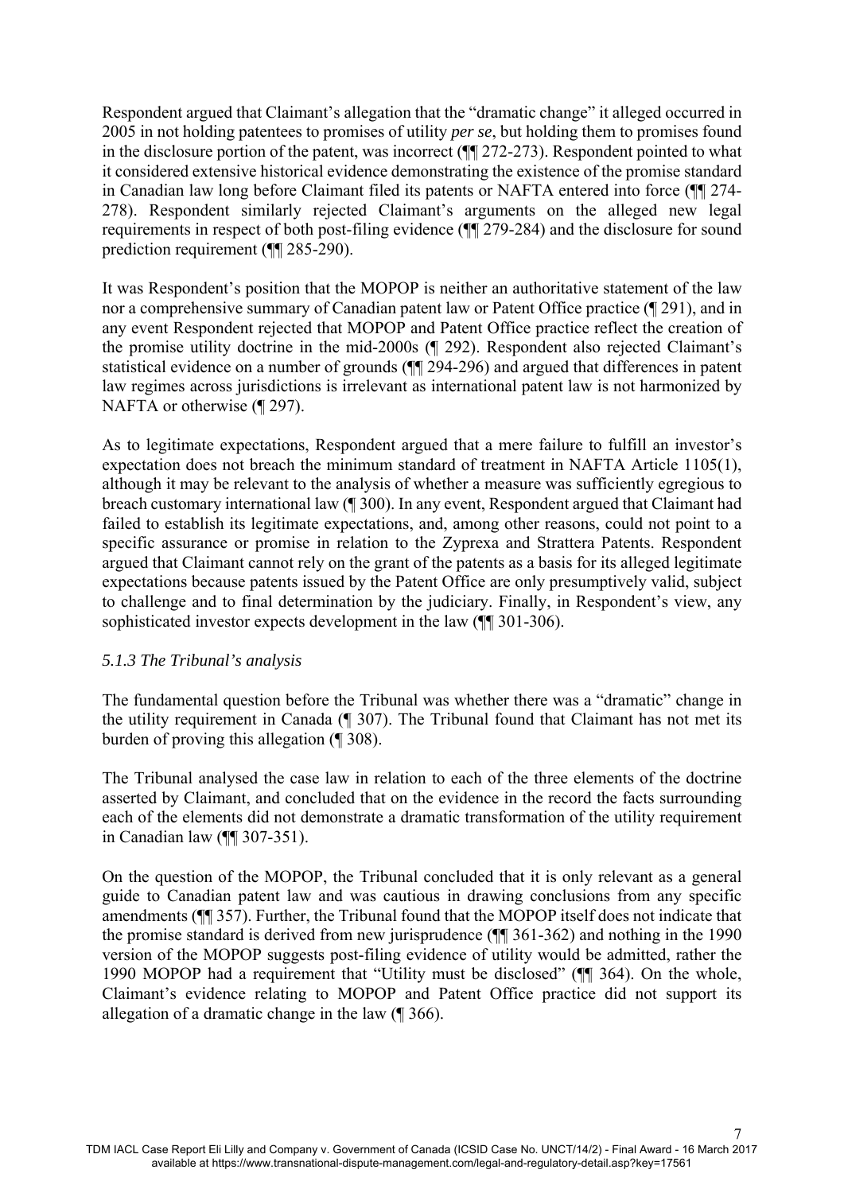Respondent argued that Claimant's allegation that the "dramatic change" it alleged occurred in 2005 in not holding patentees to promises of utility *per se*, but holding them to promises found in the disclosure portion of the patent, was incorrect (¶¶ 272-273). Respondent pointed to what it considered extensive historical evidence demonstrating the existence of the promise standard in Canadian law long before Claimant filed its patents or NAFTA entered into force (¶¶ 274-278). Respondent similarly rejected Claimant's arguments on the alleged new legal requirements in respect of both post-filing evidence (¶¶ 279-284) and the disclosure for sound prediction requirement (¶¶ 285-290).

It was Respondent's position that the MOPOP is neither an authoritative statement of the law nor a comprehensive summary of Canadian patent law or Patent Office practice (¶ 291), and in any event Respondent rejected that MOPOP and Patent Office practice reflect the creation of the promise utility doctrine in the mid-2000s (¶ 292). Respondent also rejected Claimant's statistical evidence on a number of grounds (¶¶ 294-296) and argued that differences in patent law regimes across jurisdictions is irrelevant as international patent law is not harmonized by NAFTA or otherwise (¶ 297).

As to legitimate expectations, Respondent argued that a mere failure to fulfill an investor's expectation does not breach the minimum standard of treatment in NAFTA Article 1105(1), although it may be relevant to the analysis of whether a measure was sufficiently egregious to breach customary international law (¶ 300). In any event, Respondent argued that Claimant had failed to establish its legitimate expectations, and, among other reasons, could not point to a specific assurance or promise in relation to the Zyprexa and Strattera Patents. Respondent argued that Claimant cannot rely on the grant of the patents as a basis for its alleged legitimate expectations because patents issued by the Patent Office are only presumptively valid, subject to challenge and to final determination by the judiciary. Finally, in Respondent's view, any sophisticated investor expects development in the law (¶¶ 301-306).

### *5.1.3 The Tribunal's analysis*

The fundamental question before the Tribunal was whether there was a "dramatic" change in the utility requirement in Canada (¶ 307). The Tribunal found that Claimant has not met its burden of proving this allegation (¶ 308).

The Tribunal analysed the case law in relation to each of the three elements of the doctrine asserted by Claimant, and concluded that on the evidence in the record the facts surrounding each of the elements did not demonstrate a dramatic transformation of the utility requirement in Canadian law (¶¶ 307-351).

On the question of the MOPOP, the Tribunal concluded that it is only relevant as a general guide to Canadian patent law and was cautious in drawing conclusions from any specific amendments (¶¶ 357). Further, the Tribunal found that the MOPOP itself does not indicate that the promise standard is derived from new jurisprudence (¶¶ 361-362) and nothing in the 1990 version of the MOPOP suggests post-filing evidence of utility would be admitted, rather the 1990 MOPOP had a requirement that "Utility must be disclosed" (¶¶ 364). On the whole, Claimant's evidence relating to MOPOP and Patent Office practice did not support its allegation of a dramatic change in the law (¶ 366).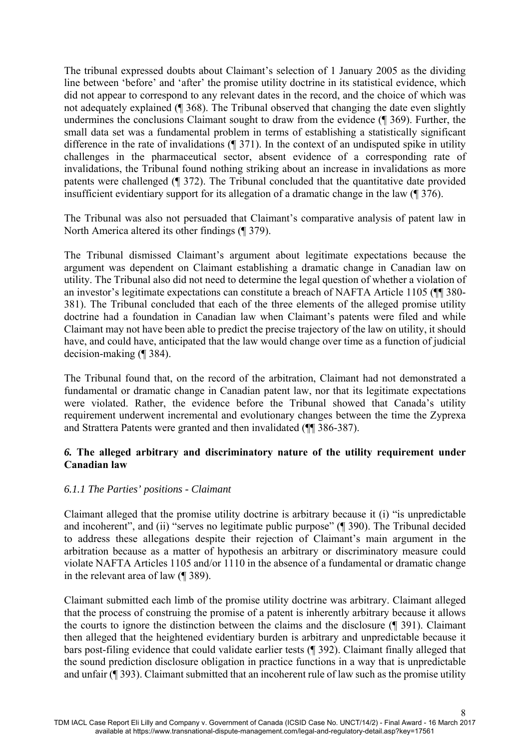The tribunal expressed doubts about Claimant's selection of 1 January 2005 as the dividing line between 'before' and 'after' the promise utility doctrine in its statistical evidence, which did not appear to correspond to any relevant dates in the record, and the choice of which was not adequately explained (¶ 368). The Tribunal observed that changing the date even slightly undermines the conclusions Claimant sought to draw from the evidence (¶ 369). Further, the small data set was a fundamental problem in terms of establishing a statistically significant difference in the rate of invalidations (¶ 371). In the context of an undisputed spike in utility challenges in the pharmaceutical sector, absent evidence of a corresponding rate of invalidations, the Tribunal found nothing striking about an increase in invalidations as more patents were challenged (¶ 372). The Tribunal concluded that the quantitative date provided insufficient evidentiary support for its allegation of a dramatic change in the law (¶ 376).

The Tribunal was also not persuaded that Claimant's comparative analysis of patent law in North America altered its other findings (¶ 379).

The Tribunal dismissed Claimant's argument about legitimate expectations because the argument was dependent on Claimant establishing a dramatic change in Canadian law on utility. The Tribunal also did not need to determine the legal question of whether a violation of an investor's legitimate expectations can constitute a breach of NAFTA Article 1105 (¶¶ 380-381). The Tribunal concluded that each of the three elements of the alleged promise utility doctrine had a foundation in Canadian law when Claimant's patents were filed and while Claimant may not have been able to predict the precise trajectory of the law on utility, it should have, and could have, anticipated that the law would change over time as a function of judicial decision-making (¶ 384).

The Tribunal found that, on the record of the arbitration, Claimant had not demonstrated a fundamental or dramatic change in Canadian patent law, nor that its legitimate expectations were violated. Rather, the evidence before the Tribunal showed that Canada's utility requirement underwent incremental and evolutionary changes between the time the Zyprexa and Strattera Patents were granted and then invalidated (¶¶ 386-387).

### *6.* The alleged arbitrary and discriminatory nature of the utility requirement under Canadian law

*6.1.1 The Parties' positions - Claimant*

Claimant alleged that the promise utility doctrine is arbitrary because it (i) "is unpredictable and incoherent", and (ii) "serves no legitimate public purpose" (¶ 390). The Tribunal decided to address these allegations despite their rejection of Claimant's main argument in the arbitration because as a matter of hypothesis an arbitrary or discriminatory measure could violate NAFTA Articles 1105 and/or 1110 in the absence of a fundamental or dramatic change in the relevant area of law (¶ 389).

Claimant submitted each limb of the promise utility doctrine was arbitrary. Claimant alleged that the process of construing the promise of a patent is inherently arbitrary because it allows the courts to ignore the distinction between the claims and the disclosure (¶ 391). Claimant then alleged that the heightened evidentiary burden is arbitrary and unpredictable because it bars post-filing evidence that could validate earlier tests (¶ 392). Claimant finally alleged that the sound prediction disclosure obligation in practice functions in a way that is unpredictable and unfair (¶ 393). Claimant submitted that an incoherent rule of law such as the promise utility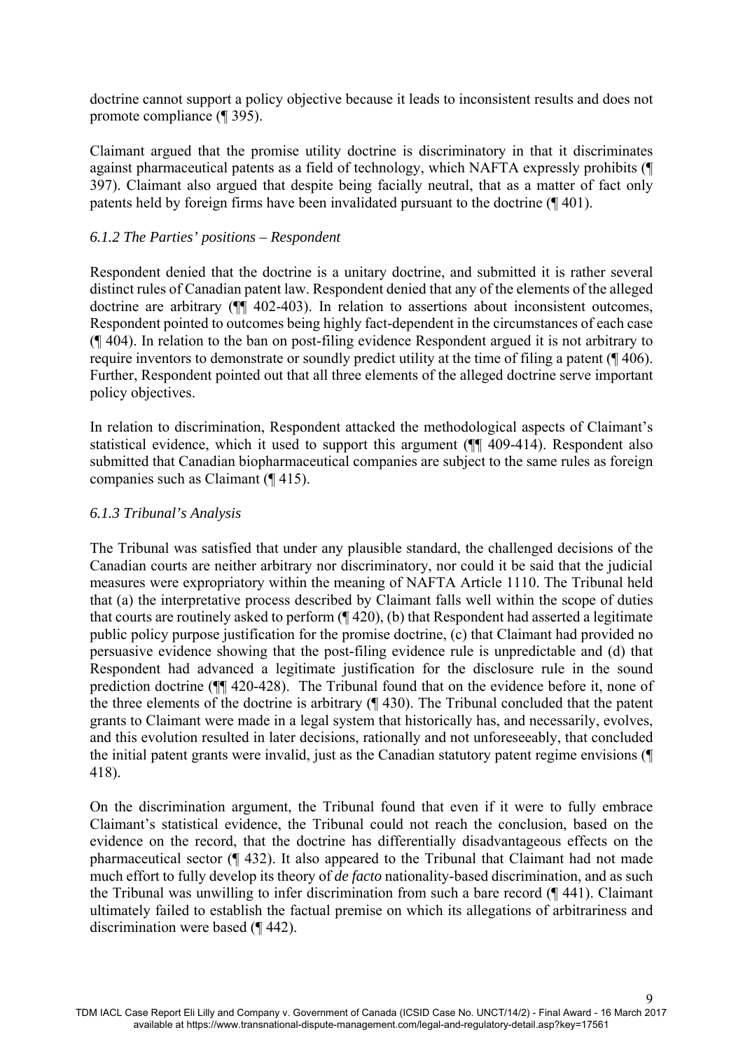doctrine cannot support a policy objective because it leads to inconsistent results and does not promote compliance (¶ 395).

Claimant argued that the promise utility doctrine is discriminatory in that it discriminates against pharmaceutical patents as a field of technology, which NAFTA expressly prohibits (¶ 397). Claimant also argued that despite being facially neutral, that as a matter of fact only patents held by foreign firms have been invalidated pursuant to the doctrine (¶ 401).

### *6.1.2 The Parties' positions – Respondent*

Respondent denied that the doctrine is a unitary doctrine, and submitted it is rather several distinct rules of Canadian patent law. Respondent denied that any of the elements of the alleged doctrine are arbitrary (¶¶ 402-403). In relation to assertions about inconsistent outcomes, Respondent pointed to outcomes being highly fact-dependent in the circumstances of each case (¶ 404). In relation to the ban on post-filing evidence Respondent argued it is not arbitrary to require inventors to demonstrate or soundly predict utility at the time of filing a patent (¶ 406). Further, Respondent pointed out that all three elements of the alleged doctrine serve important policy objectives.

In relation to discrimination, Respondent attacked the methodological aspects of Claimant's statistical evidence, which it used to support this argument (¶¶ 409-414). Respondent also submitted that Canadian biopharmaceutical companies are subject to the same rules as foreign companies such as Claimant (¶ 415).

### *6.1.3 Tribunal's Analysis*

The Tribunal was satisfied that under any plausible standard, the challenged decisions of the Canadian courts are neither arbitrary nor discriminatory, nor could it be said that the judicial measures were expropriatory within the meaning of NAFTA Article 1110. The Tribunal held that (a) the interpretative process described by Claimant falls well within the scope of duties that courts are routinely asked to perform (¶ 420), (b) that Respondent had asserted a legitimate public policy purpose justification for the promise doctrine, (c) that Claimant had provided no persuasive evidence showing that the post-filing evidence rule is unpredictable and (d) that Respondent had advanced a legitimate justification for the disclosure rule in the sound prediction doctrine (¶¶ 420-428). The Tribunal found that on the evidence before it, none of the three elements of the doctrine is arbitrary (¶ 430). The Tribunal concluded that the patent grants to Claimant were made in a legal system that historically has, and necessarily, evolves, and this evolution resulted in later decisions, rationally and not unforeseeably, that concluded the initial patent grants were invalid, just as the Canadian statutory patent regime envisions (¶ 418).

On the discrimination argument, the Tribunal found that even if it were to fully embrace Claimant's statistical evidence, the Tribunal could not reach the conclusion, based on the evidence on the record, that the doctrine has differentially disadvantageous effects on the pharmaceutical sector (¶ 432). It also appeared to the Tribunal that Claimant had not made much effort to fully develop its theory of *de facto* nationality-based discrimination, and as such the Tribunal was unwilling to infer discrimination from such a bare record (¶ 441). Claimant ultimately failed to establish the factual premise on which its allegations of arbitrariness and discrimination were based (¶ 442).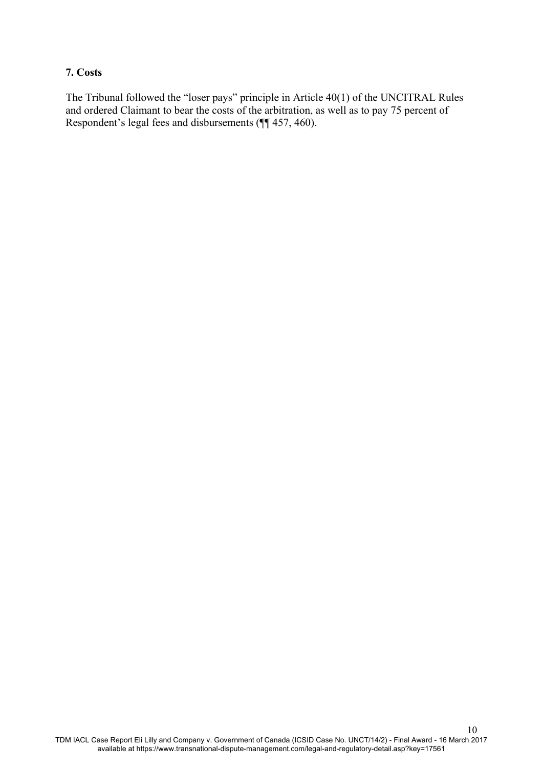### 7. Costs

The Tribunal followed the "loser pays" principle in Article 40(1) of the UNCITRAL Rules and ordered Claimant to bear the costs of the arbitration, as well as to pay 75 percent of Respondent's legal fees and disbursements (¶¶ 457, 460).